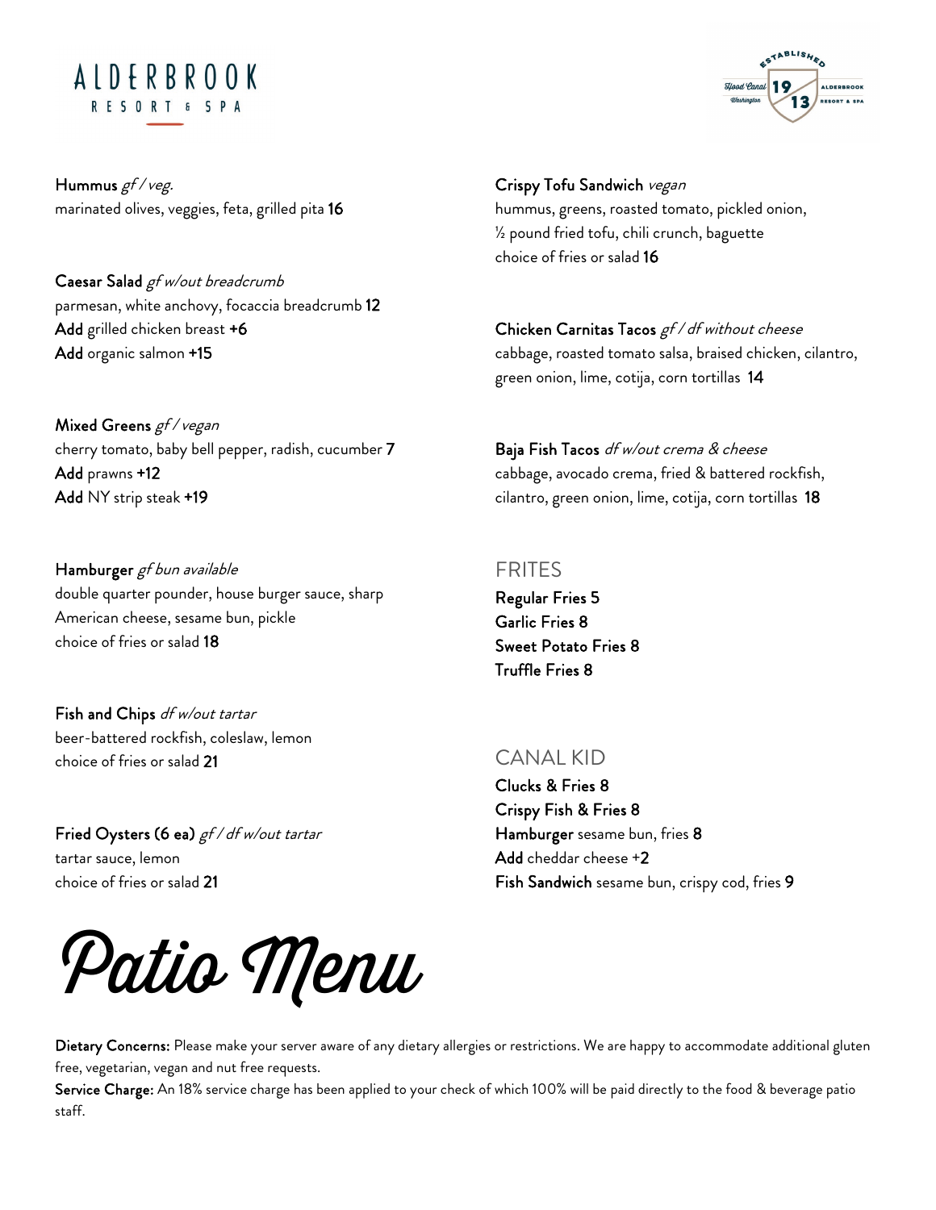# ALDERBROOK RESORT & SPA

ESTABLISHED 1913 · Hood Canal Washington · ALDERBROOK RESORT & SPA

# Patio Menu

**Hummus** *gf / veg.*
marinated olives, veggies, feta, grilled pita **16**

**Caesar Salad** *gf w/out breadcrumb*
parmesan, white anchovy, focaccia breadcrumb **12**
**Add** grilled chicken breast **+6**
**Add** organic salmon **+15**

**Mixed Greens** *gf / vegan*
cherry tomato, baby bell pepper, radish, cucumber **7**
**Add** prawns **+12**
**Add** NY strip steak **+19**

**Hamburger** *gf bun available*
double quarter pounder, house burger sauce, sharp American cheese, sesame bun, pickle
choice of fries or salad **18**

**Fish and Chips** *df w/out tartar*
beer-battered rockfish, coleslaw, lemon
choice of fries or salad **21**

**Fried Oysters (6 ea)** *gf / df w/out tartar*
tartar sauce, lemon
choice of fries or salad **21**

**Crispy Tofu Sandwich** *vegan*
hummus, greens, roasted tomato, pickled onion, ½ pound fried tofu, chili crunch, baguette
choice of fries or salad **16**

**Chicken Carnitas Tacos** *gf / df without cheese*
cabbage, roasted tomato salsa, braised chicken, cilantro, green onion, lime, cotija, corn tortillas **14**

**Baja Fish Tacos** *df w/out crema & cheese*
cabbage, avocado crema, fried & battered rockfish, cilantro, green onion, lime, cotija, corn tortillas **18**

## FRITES

**Regular Fries 5**
**Garlic Fries 8**
**Sweet Potato Fries 8**
**Truffle Fries 8**

## CANAL KID

**Clucks & Fries 8**
**Crispy Fish & Fries 8**
**Hamburger** sesame bun, fries **8**
**Add** cheddar cheese +**2**
**Fish Sandwich** sesame bun, crispy cod, fries **9**

**Dietary Concerns:** Please make your server aware of any dietary allergies or restrictions. We are happy to accommodate additional gluten free, vegetarian, vegan and nut free requests.
**Service Charge:** An 18% service charge has been applied to your check of which 100% will be paid directly to the food & beverage patio staff.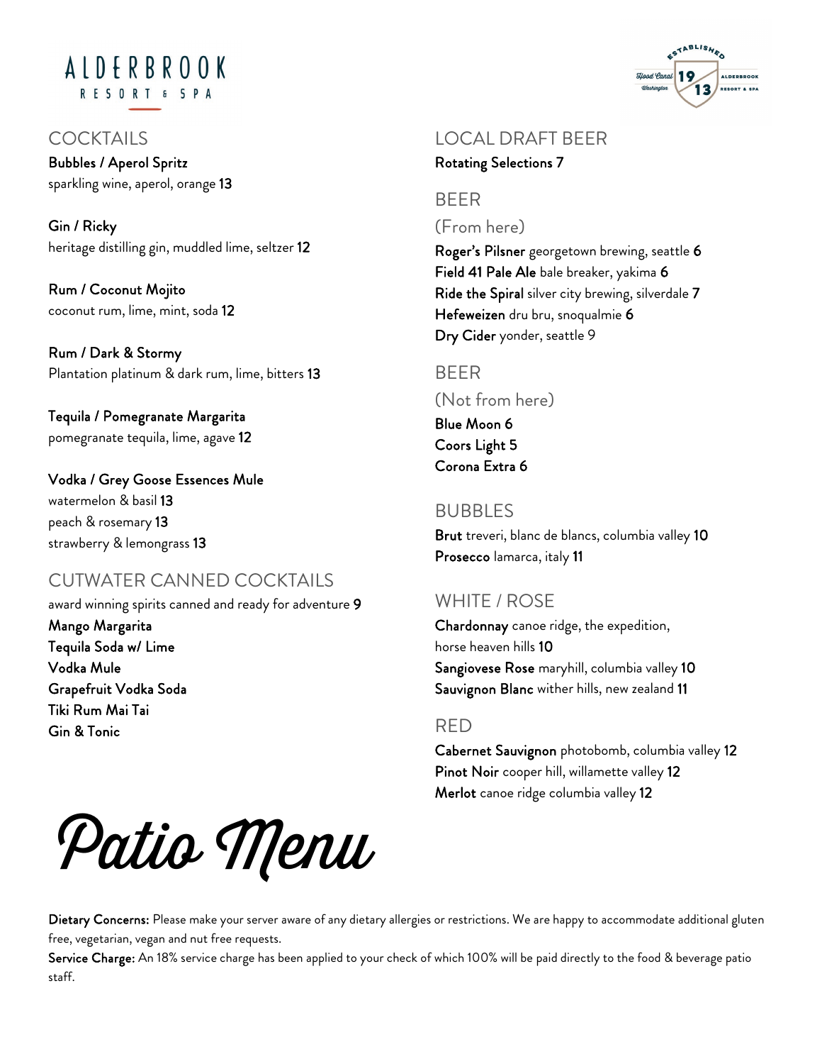# ALDERBROOK RESORT & SPA

Established 1913 — Hood Canal, Washington — Alderbrook Resort & Spa

## COCKTAILS

**Bubbles / Aperol Spritz**
sparkling wine, aperol, orange **13**

**Gin / Ricky**
heritage distilling gin, muddled lime, seltzer **12**

**Rum / Coconut Mojito**
coconut rum, lime, mint, soda **12**

**Rum / Dark & Stormy**
Plantation platinum & dark rum, lime, bitters **13**

**Tequila / Pomegranate Margarita**
pomegranate tequila, lime, agave **12**

**Vodka / Grey Goose Essences Mule**
watermelon & basil **13**
peach & rosemary **13**
strawberry & lemongrass **13**

## CUTWATER CANNED COCKTAILS

award winning spirits canned and ready for adventure **9**

**Mango Margarita**
**Tequila Soda w/ Lime**
**Vodka Mule**
**Grapefruit Vodka Soda**
**Tiki Rum Mai Tai**
**Gin & Tonic**

## LOCAL DRAFT BEER

**Rotating Selections 7**

## BEER

(From here)

**Roger's Pilsner** georgetown brewing, seattle **6**
**Field 41 Pale Ale** bale breaker, yakima **6**
**Ride the Spiral** silver city brewing, silverdale **7**
**Hefeweizen** dru bru, snoqualmie **6**
**Dry Cider** yonder, seattle 9

## BEER

(Not from here)

**Blue Moon 6**
**Coors Light 5**
**Corona Extra 6**

## BUBBLES

**Brut** treveri, blanc de blancs, columbia valley **10**
**Prosecco** lamarca, italy **11**

## WHITE / ROSE

**Chardonnay** canoe ridge, the expedition, horse heaven hills **10**
**Sangiovese Rose** maryhill, columbia valley **10**
**Sauvignon Blanc** wither hills, new zealand **11**

## RED

**Cabernet Sauvignon** photobomb, columbia valley **12**
**Pinot Noir** cooper hill, willamette valley **12**
**Merlot** canoe ridge columbia valley **12**

# *Patio Menu*

**Dietary Concerns:** Please make your server aware of any dietary allergies or restrictions. We are happy to accommodate additional gluten free, vegetarian, vegan and nut free requests.

**Service Charge:** An 18% service charge has been applied to your check of which 100% will be paid directly to the food & beverage patio staff.